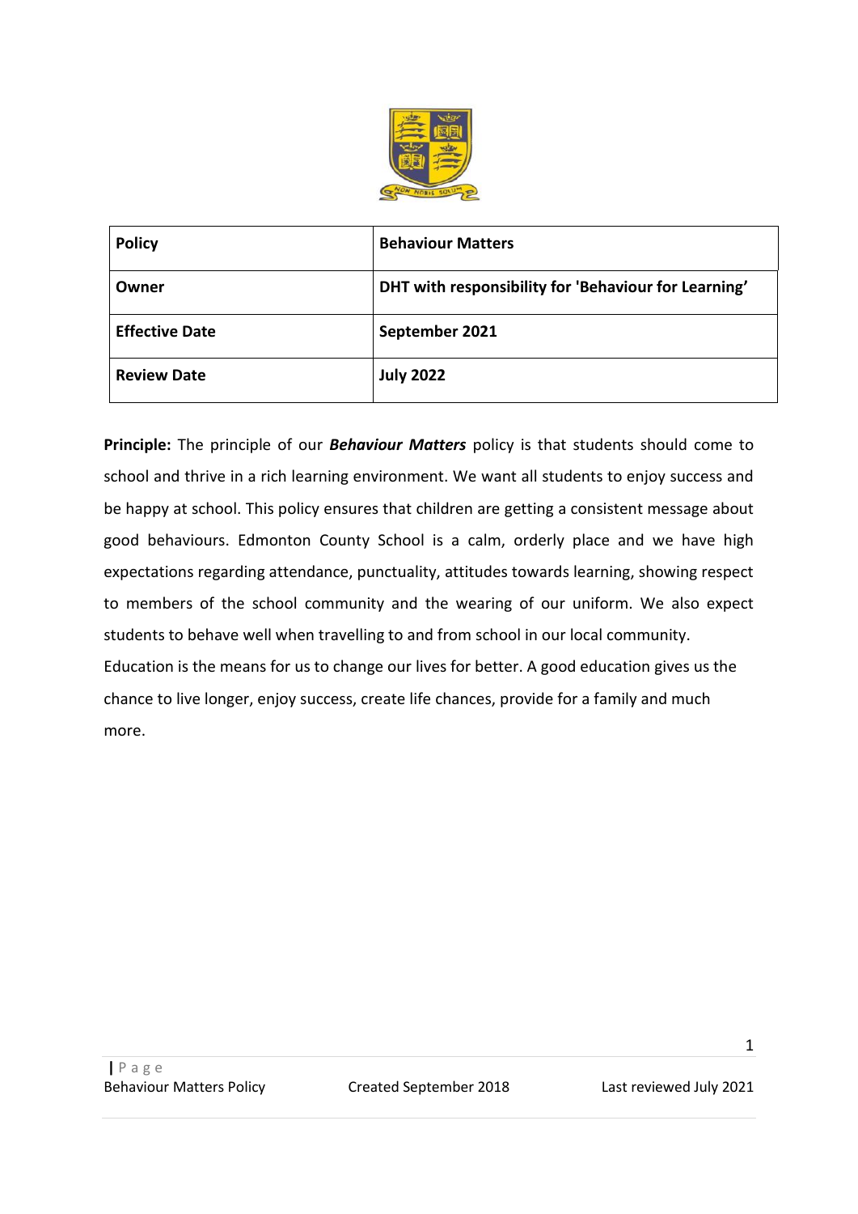| Policy | Behaviour Matters |
|---|---|
| Owner | DHT with responsibility for 'Behaviour for Learning’ |
| Effective Date | September 2021 |
| Review Date | July 2022 |

**Principle:** The principle of our ***Behaviour Matters*** policy is that students should come to school and thrive in a rich learning environment. We want all students to enjoy success and be happy at school. This policy ensures that children are getting a consistent message about good behaviours. Edmonton County School is a calm, orderly place and we have high expectations regarding attendance, punctuality, attitudes towards learning, showing respect to members of the school community and the wearing of our uniform. We also expect students to behave well when travelling to and from school in our local community.

Education is the means for us to change our lives for better. A good education gives us the chance to live longer, enjoy success, create life chances, provide for a family and much more.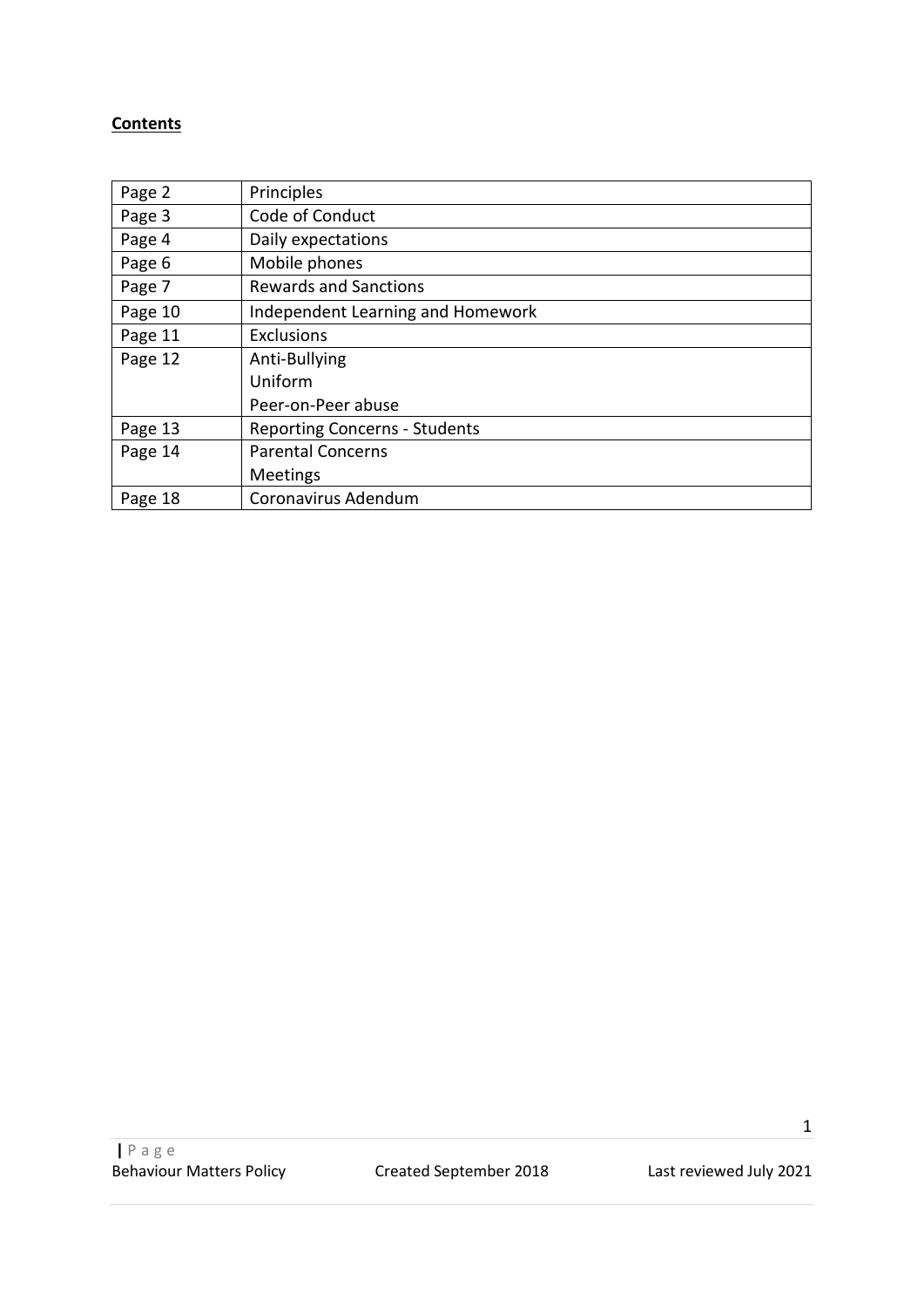**Contents**

| | |
|---|---|
| Page 2 | Principles |
| Page 3 | Code of Conduct |
| Page 4 | Daily expectations |
| Page 6 | Mobile phones |
| Page 7 | Rewards and Sanctions |
| Page 10 | Independent Learning and Homework |
| Page 11 | Exclusions |
| Page 12 | Anti-Bullying<br>Uniform<br>Peer-on-Peer abuse |
| Page 13 | Reporting Concerns - Students |
| Page 14 | Parental Concerns<br>Meetings |
| Page 18 | Coronavirus Adendum |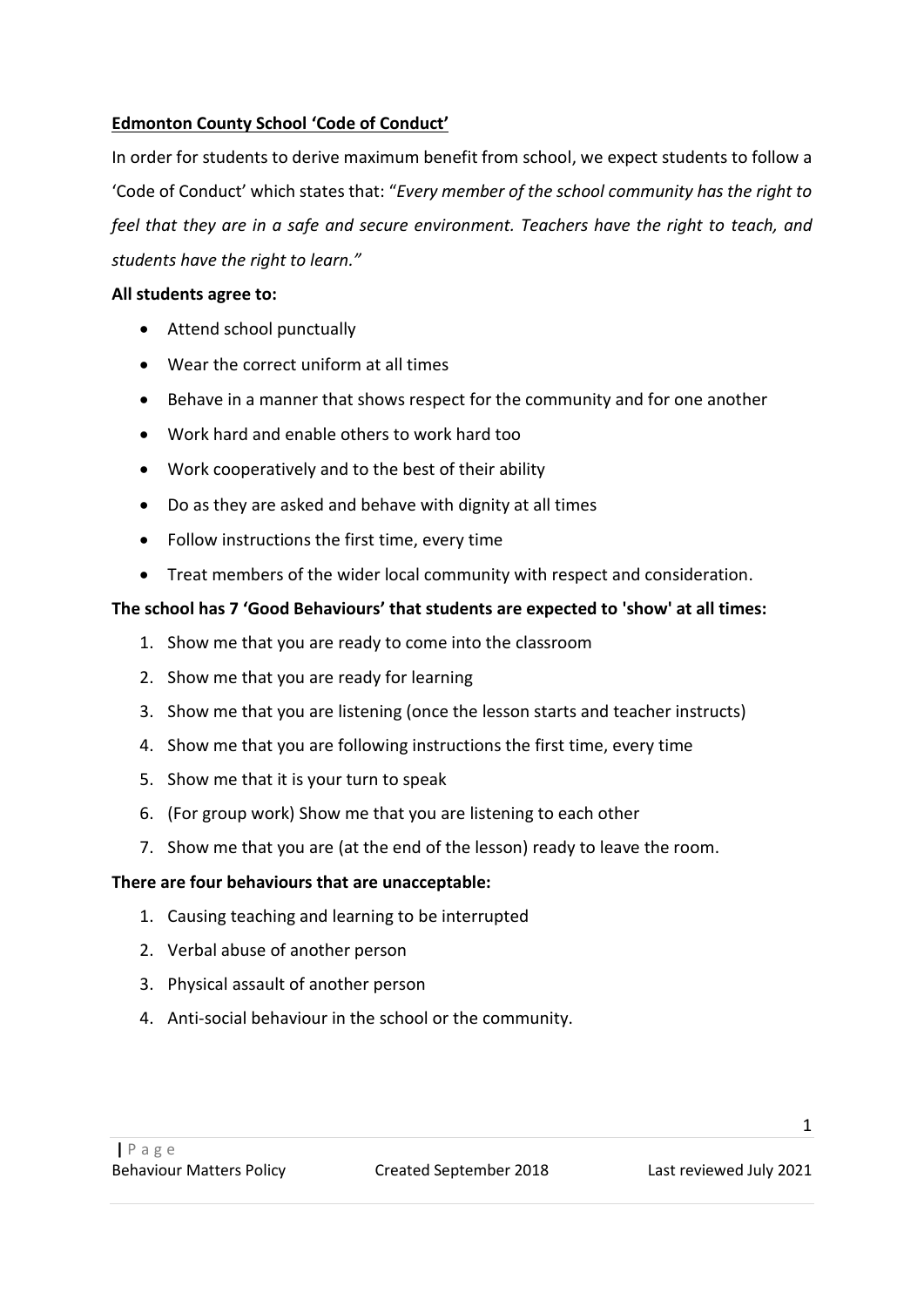## Edmonton County School 'Code of Conduct'

In order for students to derive maximum benefit from school, we expect students to follow a 'Code of Conduct' which states that: "*Every member of the school community has the right to feel that they are in a safe and secure environment. Teachers have the right to teach, and students have the right to learn.*"

**All students agree to:**

- Attend school punctually
- Wear the correct uniform at all times
- Behave in a manner that shows respect for the community and for one another
- Work hard and enable others to work hard too
- Work cooperatively and to the best of their ability
- Do as they are asked and behave with dignity at all times
- Follow instructions the first time, every time
- Treat members of the wider local community with respect and consideration.

**The school has 7 'Good Behaviours' that students are expected to 'show' at all times:**

1. Show me that you are ready to come into the classroom
2. Show me that you are ready for learning
3. Show me that you are listening (once the lesson starts and teacher instructs)
4. Show me that you are following instructions the first time, every time
5. Show me that it is your turn to speak
6. (For group work) Show me that you are listening to each other
7. Show me that you are (at the end of the lesson) ready to leave the room.

**There are four behaviours that are unacceptable:**

1. Causing teaching and learning to be interrupted
2. Verbal abuse of another person
3. Physical assault of another person
4. Anti-social behaviour in the school or the community.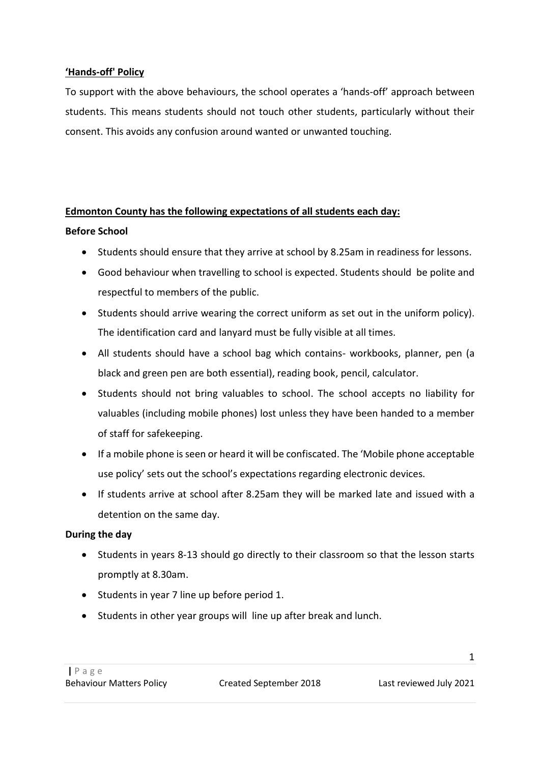**'Hands-off' Policy**

To support with the above behaviours, the school operates a 'hands-off' approach between students. This means students should not touch other students, particularly without their consent. This avoids any confusion around wanted or unwanted touching.

**Edmonton County has the following expectations of all students each day:**

**Before School**

- Students should ensure that they arrive at school by 8.25am in readiness for lessons.
- Good behaviour when travelling to school is expected. Students should be polite and respectful to members of the public.
- Students should arrive wearing the correct uniform as set out in the uniform policy). The identification card and lanyard must be fully visible at all times.
- All students should have a school bag which contains- workbooks, planner, pen (a black and green pen are both essential), reading book, pencil, calculator.
- Students should not bring valuables to school. The school accepts no liability for valuables (including mobile phones) lost unless they have been handed to a member of staff for safekeeping.
- If a mobile phone is seen or heard it will be confiscated. The 'Mobile phone acceptable use policy' sets out the school's expectations regarding electronic devices.
- If students arrive at school after 8.25am they will be marked late and issued with a detention on the same day.

**During the day**

- Students in years 8-13 should go directly to their classroom so that the lesson starts promptly at 8.30am.
- Students in year 7 line up before period 1.
- Students in other year groups will line up after break and lunch.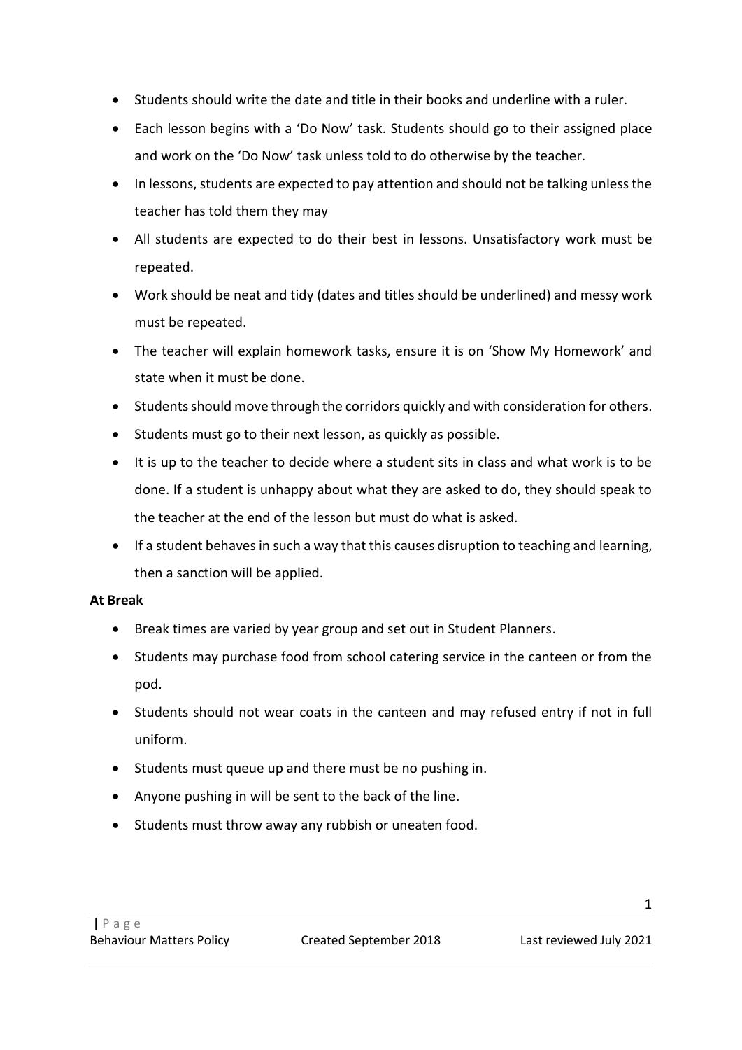- Students should write the date and title in their books and underline with a ruler.
- Each lesson begins with a 'Do Now' task. Students should go to their assigned place and work on the 'Do Now' task unless told to do otherwise by the teacher.
- In lessons, students are expected to pay attention and should not be talking unless the teacher has told them they may
- All students are expected to do their best in lessons. Unsatisfactory work must be repeated.
- Work should be neat and tidy (dates and titles should be underlined) and messy work must be repeated.
- The teacher will explain homework tasks, ensure it is on 'Show My Homework' and state when it must be done.
- Students should move through the corridors quickly and with consideration for others.
- Students must go to their next lesson, as quickly as possible.
- It is up to the teacher to decide where a student sits in class and what work is to be done. If a student is unhappy about what they are asked to do, they should speak to the teacher at the end of the lesson but must do what is asked.
- If a student behaves in such a way that this causes disruption to teaching and learning, then a sanction will be applied.

**At Break**

- Break times are varied by year group and set out in Student Planners.
- Students may purchase food from school catering service in the canteen or from the pod.
- Students should not wear coats in the canteen and may refused entry if not in full uniform.
- Students must queue up and there must be no pushing in.
- Anyone pushing in will be sent to the back of the line.
- Students must throw away any rubbish or uneaten food.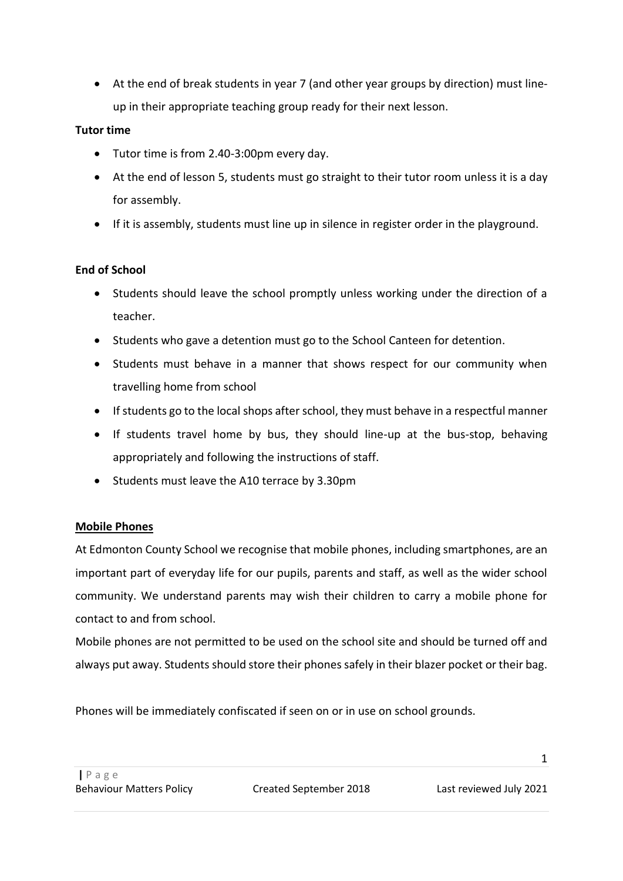- At the end of break students in year 7 (and other year groups by direction) must line-up in their appropriate teaching group ready for their next lesson.

**Tutor time**

- Tutor time is from 2.40-3:00pm every day.
- At the end of lesson 5, students must go straight to their tutor room unless it is a day for assembly.
- If it is assembly, students must line up in silence in register order in the playground.

**End of School**

- Students should leave the school promptly unless working under the direction of a teacher.
- Students who gave a detention must go to the School Canteen for detention.
- Students must behave in a manner that shows respect for our community when travelling home from school
- If students go to the local shops after school, they must behave in a respectful manner
- If students travel home by bus, they should line-up at the bus-stop, behaving appropriately and following the instructions of staff.
- Students must leave the A10 terrace by 3.30pm

**Mobile Phones**

At Edmonton County School we recognise that mobile phones, including smartphones, are an important part of everyday life for our pupils, parents and staff, as well as the wider school community. We understand parents may wish their children to carry a mobile phone for contact to and from school.

Mobile phones are not permitted to be used on the school site and should be turned off and always put away. Students should store their phones safely in their blazer pocket or their bag.

Phones will be immediately confiscated if seen on or in use on school grounds.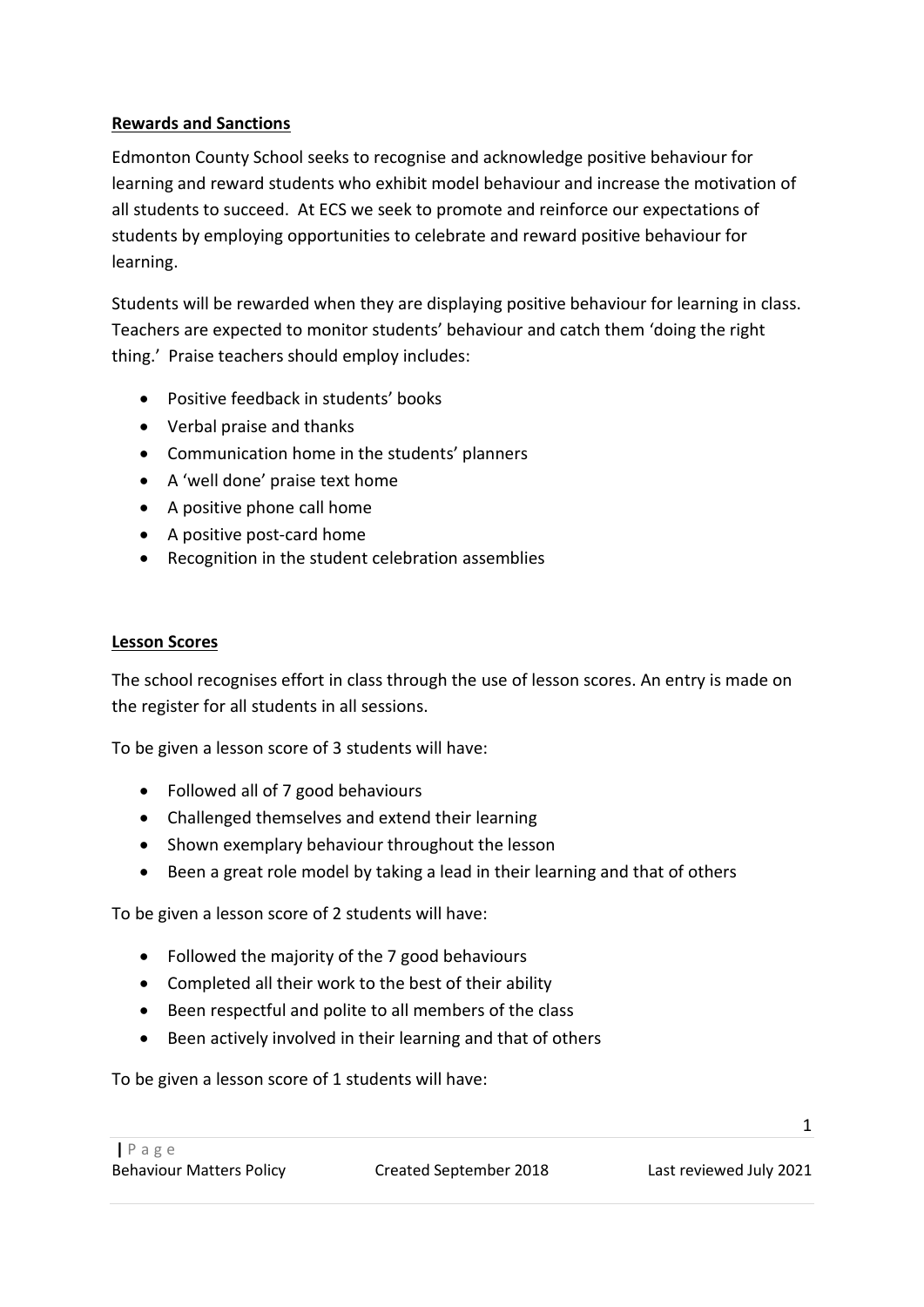## Rewards and Sanctions

Edmonton County School seeks to recognise and acknowledge positive behaviour for learning and reward students who exhibit model behaviour and increase the motivation of all students to succeed. At ECS we seek to promote and reinforce our expectations of students by employing opportunities to celebrate and reward positive behaviour for learning.

Students will be rewarded when they are displaying positive behaviour for learning in class. Teachers are expected to monitor students' behaviour and catch them 'doing the right thing.' Praise teachers should employ includes:

- Positive feedback in students' books
- Verbal praise and thanks
- Communication home in the students' planners
- A 'well done' praise text home
- A positive phone call home
- A positive post-card home
- Recognition in the student celebration assemblies

## Lesson Scores

The school recognises effort in class through the use of lesson scores. An entry is made on the register for all students in all sessions.

To be given a lesson score of 3 students will have:

- Followed all of 7 good behaviours
- Challenged themselves and extend their learning
- Shown exemplary behaviour throughout the lesson
- Been a great role model by taking a lead in their learning and that of others

To be given a lesson score of 2 students will have:

- Followed the majority of the 7 good behaviours
- Completed all their work to the best of their ability
- Been respectful and polite to all members of the class
- Been actively involved in their learning and that of others

To be given a lesson score of 1 students will have: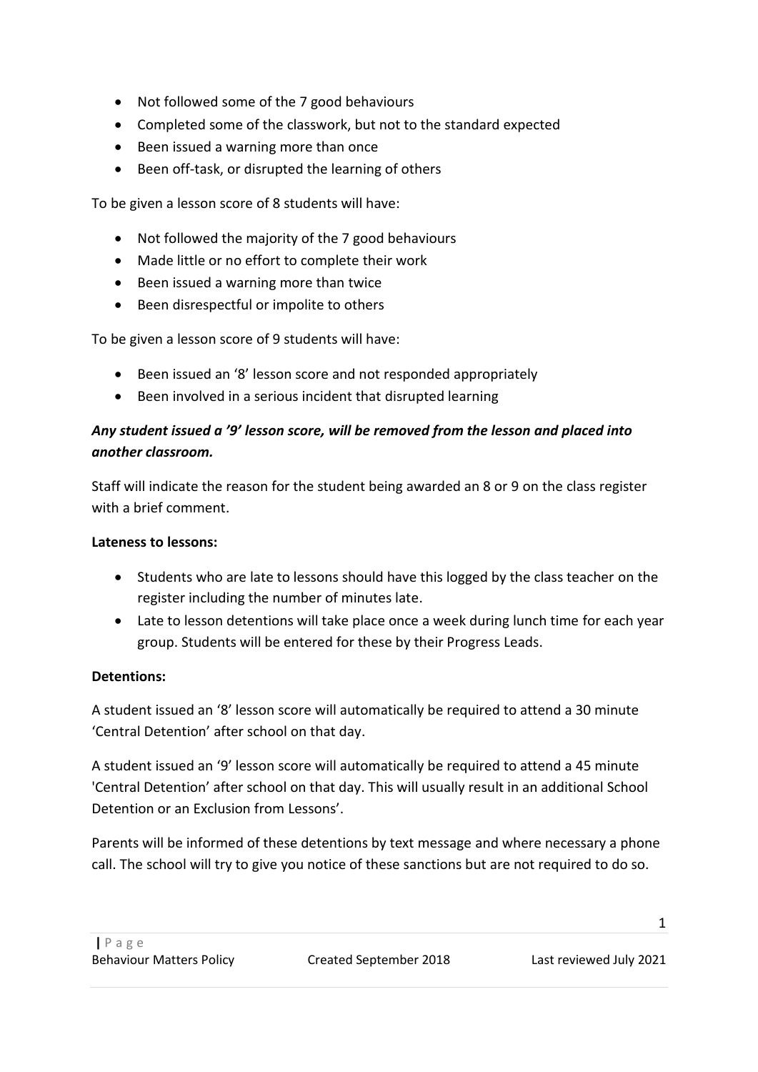- Not followed some of the 7 good behaviours
- Completed some of the classwork, but not to the standard expected
- Been issued a warning more than once
- Been off-task, or disrupted the learning of others

To be given a lesson score of 8 students will have:

- Not followed the majority of the 7 good behaviours
- Made little or no effort to complete their work
- Been issued a warning more than twice
- Been disrespectful or impolite to others

To be given a lesson score of 9 students will have:

- Been issued an '8' lesson score and not responded appropriately
- Been involved in a serious incident that disrupted learning

***Any student issued a '9' lesson score, will be removed from the lesson and placed into another classroom.***

Staff will indicate the reason for the student being awarded an 8 or 9 on the class register with a brief comment.

**Lateness to lessons:**

- Students who are late to lessons should have this logged by the class teacher on the register including the number of minutes late.
- Late to lesson detentions will take place once a week during lunch time for each year group. Students will be entered for these by their Progress Leads.

**Detentions:**

A student issued an '8' lesson score will automatically be required to attend a 30 minute 'Central Detention' after school on that day.

A student issued an '9' lesson score will automatically be required to attend a 45 minute 'Central Detention' after school on that day. This will usually result in an additional School Detention or an Exclusion from Lessons'.

Parents will be informed of these detentions by text message and where necessary a phone call. The school will try to give you notice of these sanctions but are not required to do so.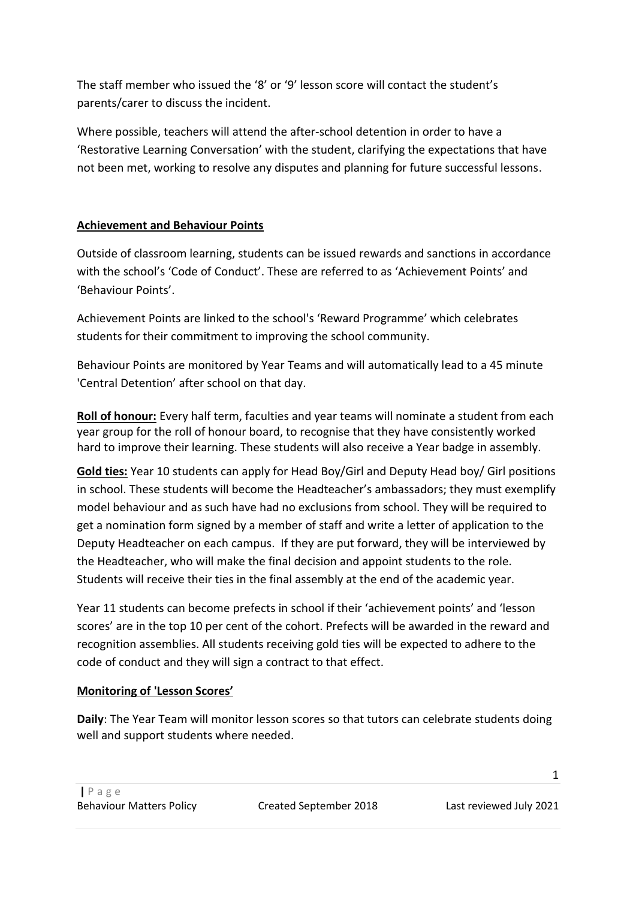The staff member who issued the '8' or '9' lesson score will contact the student's parents/carer to discuss the incident.

Where possible, teachers will attend the after-school detention in order to have a 'Restorative Learning Conversation' with the student, clarifying the expectations that have not been met, working to resolve any disputes and planning for future successful lessons.

## Achievement and Behaviour Points

Outside of classroom learning, students can be issued rewards and sanctions in accordance with the school's 'Code of Conduct'. These are referred to as 'Achievement Points' and 'Behaviour Points'.

Achievement Points are linked to the school's 'Reward Programme' which celebrates students for their commitment to improving the school community.

Behaviour Points are monitored by Year Teams and will automatically lead to a 45 minute 'Central Detention' after school on that day.

**Roll of honour:** Every half term, faculties and year teams will nominate a student from each year group for the roll of honour board, to recognise that they have consistently worked hard to improve their learning. These students will also receive a Year badge in assembly.

**Gold ties:** Year 10 students can apply for Head Boy/Girl and Deputy Head boy/ Girl positions in school. These students will become the Headteacher's ambassadors; they must exemplify model behaviour and as such have had no exclusions from school. They will be required to get a nomination form signed by a member of staff and write a letter of application to the Deputy Headteacher on each campus. If they are put forward, they will be interviewed by the Headteacher, who will make the final decision and appoint students to the role. Students will receive their ties in the final assembly at the end of the academic year.

Year 11 students can become prefects in school if their 'achievement points' and 'lesson scores' are in the top 10 per cent of the cohort. Prefects will be awarded in the reward and recognition assemblies. All students receiving gold ties will be expected to adhere to the code of conduct and they will sign a contract to that effect.

## Monitoring of 'Lesson Scores'

**Daily**: The Year Team will monitor lesson scores so that tutors can celebrate students doing well and support students where needed.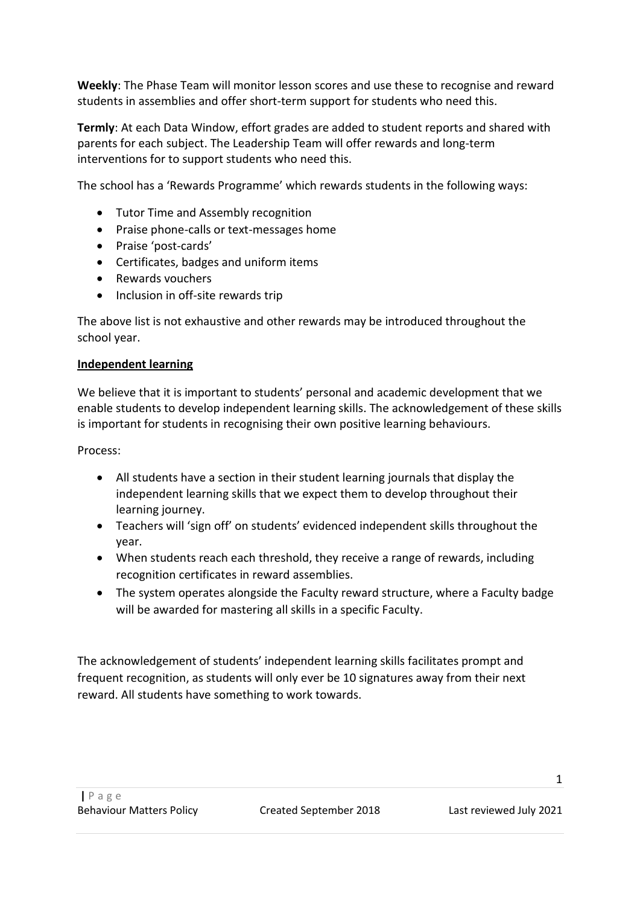**Weekly**: The Phase Team will monitor lesson scores and use these to recognise and reward students in assemblies and offer short-term support for students who need this.

**Termly**: At each Data Window, effort grades are added to student reports and shared with parents for each subject. The Leadership Team will offer rewards and long-term interventions for to support students who need this.

The school has a 'Rewards Programme' which rewards students in the following ways:

- Tutor Time and Assembly recognition
- Praise phone-calls or text-messages home
- Praise 'post-cards'
- Certificates, badges and uniform items
- Rewards vouchers
- Inclusion in off-site rewards trip

The above list is not exhaustive and other rewards may be introduced throughout the school year.

**Independent learning**

We believe that it is important to students' personal and academic development that we enable students to develop independent learning skills. The acknowledgement of these skills is important for students in recognising their own positive learning behaviours.

Process:

- All students have a section in their student learning journals that display the independent learning skills that we expect them to develop throughout their learning journey.
- Teachers will 'sign off' on students' evidenced independent skills throughout the year.
- When students reach each threshold, they receive a range of rewards, including recognition certificates in reward assemblies.
- The system operates alongside the Faculty reward structure, where a Faculty badge will be awarded for mastering all skills in a specific Faculty.

The acknowledgement of students' independent learning skills facilitates prompt and frequent recognition, as students will only ever be 10 signatures away from their next reward. All students have something to work towards.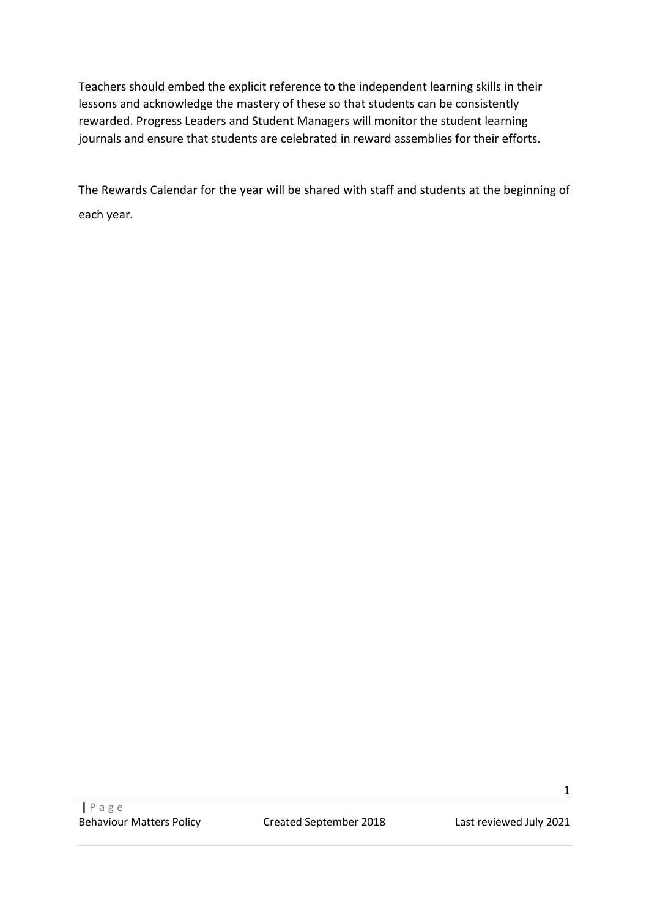Teachers should embed the explicit reference to the independent learning skills in their lessons and acknowledge the mastery of these so that students can be consistently rewarded. Progress Leaders and Student Managers will monitor the student learning journals and ensure that students are celebrated in reward assemblies for their efforts.

The Rewards Calendar for the year will be shared with staff and students at the beginning of each year.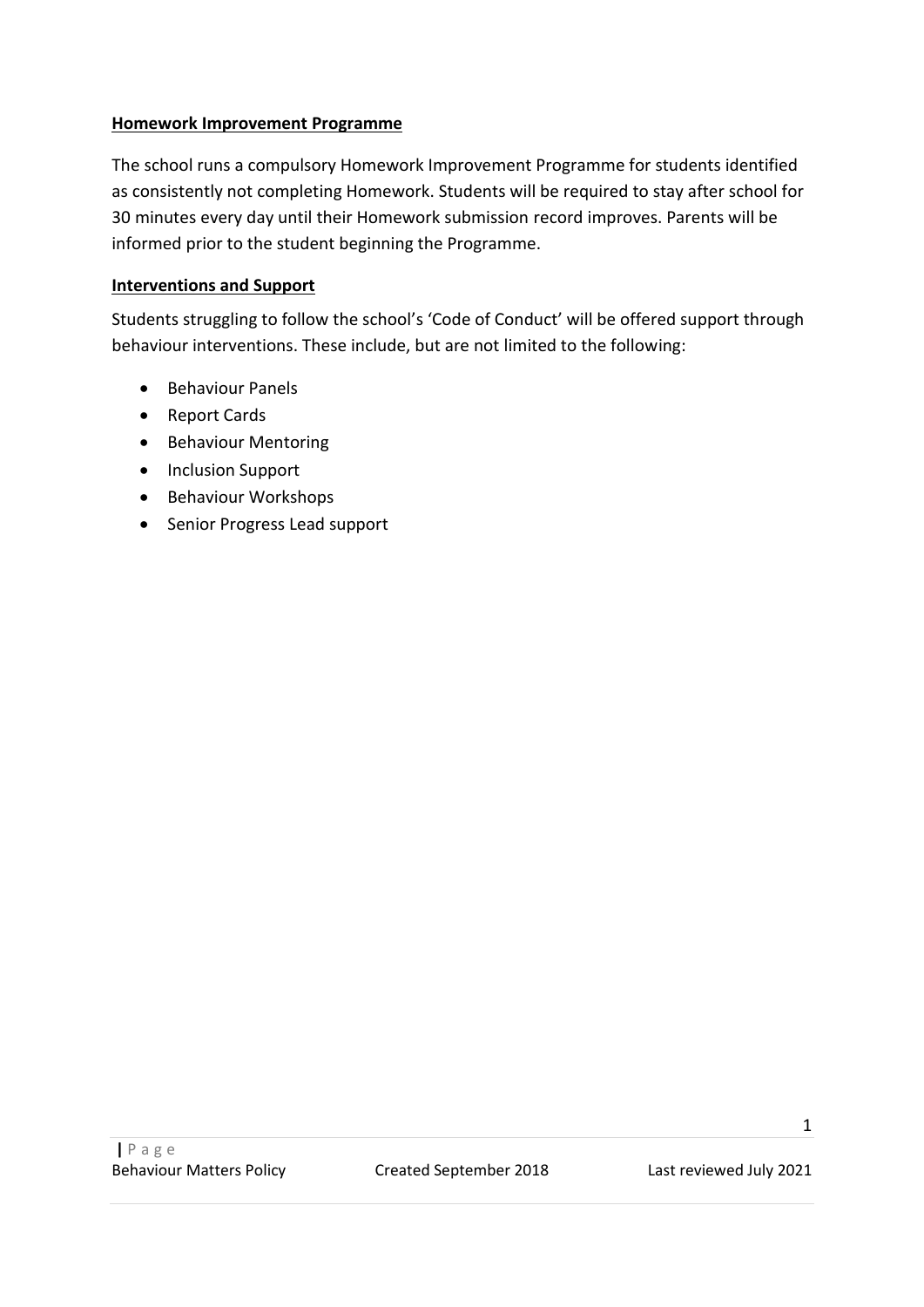**Homework Improvement Programme**

The school runs a compulsory Homework Improvement Programme for students identified as consistently not completing Homework. Students will be required to stay after school for 30 minutes every day until their Homework submission record improves. Parents will be informed prior to the student beginning the Programme.

**Interventions and Support**

Students struggling to follow the school's 'Code of Conduct' will be offered support through behaviour interventions. These include, but are not limited to the following:

- Behaviour Panels
- Report Cards
- Behaviour Mentoring
- Inclusion Support
- Behaviour Workshops
- Senior Progress Lead support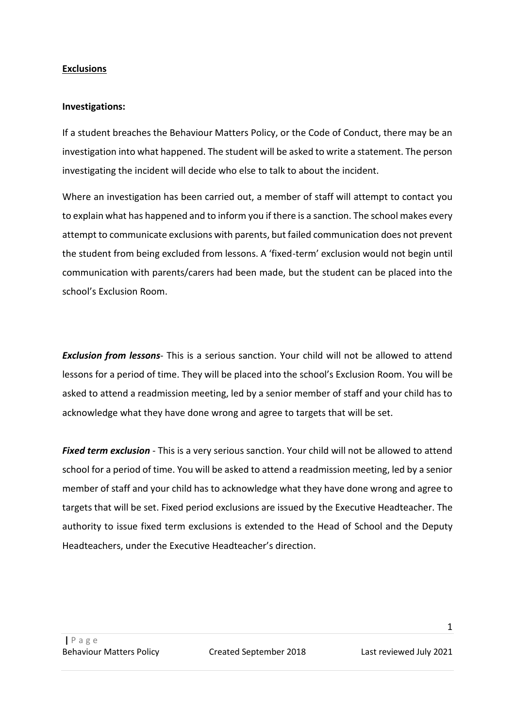**<u>Exclusions</u>**

**Investigations:**

If a student breaches the Behaviour Matters Policy, or the Code of Conduct, there may be an investigation into what happened. The student will be asked to write a statement. The person investigating the incident will decide who else to talk to about the incident.

Where an investigation has been carried out, a member of staff will attempt to contact you to explain what has happened and to inform you if there is a sanction. The school makes every attempt to communicate exclusions with parents, but failed communication does not prevent the student from being excluded from lessons. A 'fixed-term' exclusion would not begin until communication with parents/carers had been made, but the student can be placed into the school's Exclusion Room.

***Exclusion from lessons***- This is a serious sanction. Your child will not be allowed to attend lessons for a period of time. They will be placed into the school's Exclusion Room. You will be asked to attend a readmission meeting, led by a senior member of staff and your child has to acknowledge what they have done wrong and agree to targets that will be set.

***Fixed term exclusion*** - This is a very serious sanction. Your child will not be allowed to attend school for a period of time. You will be asked to attend a readmission meeting, led by a senior member of staff and your child has to acknowledge what they have done wrong and agree to targets that will be set. Fixed period exclusions are issued by the Executive Headteacher. The authority to issue fixed term exclusions is extended to the Head of School and the Deputy Headteachers, under the Executive Headteacher's direction.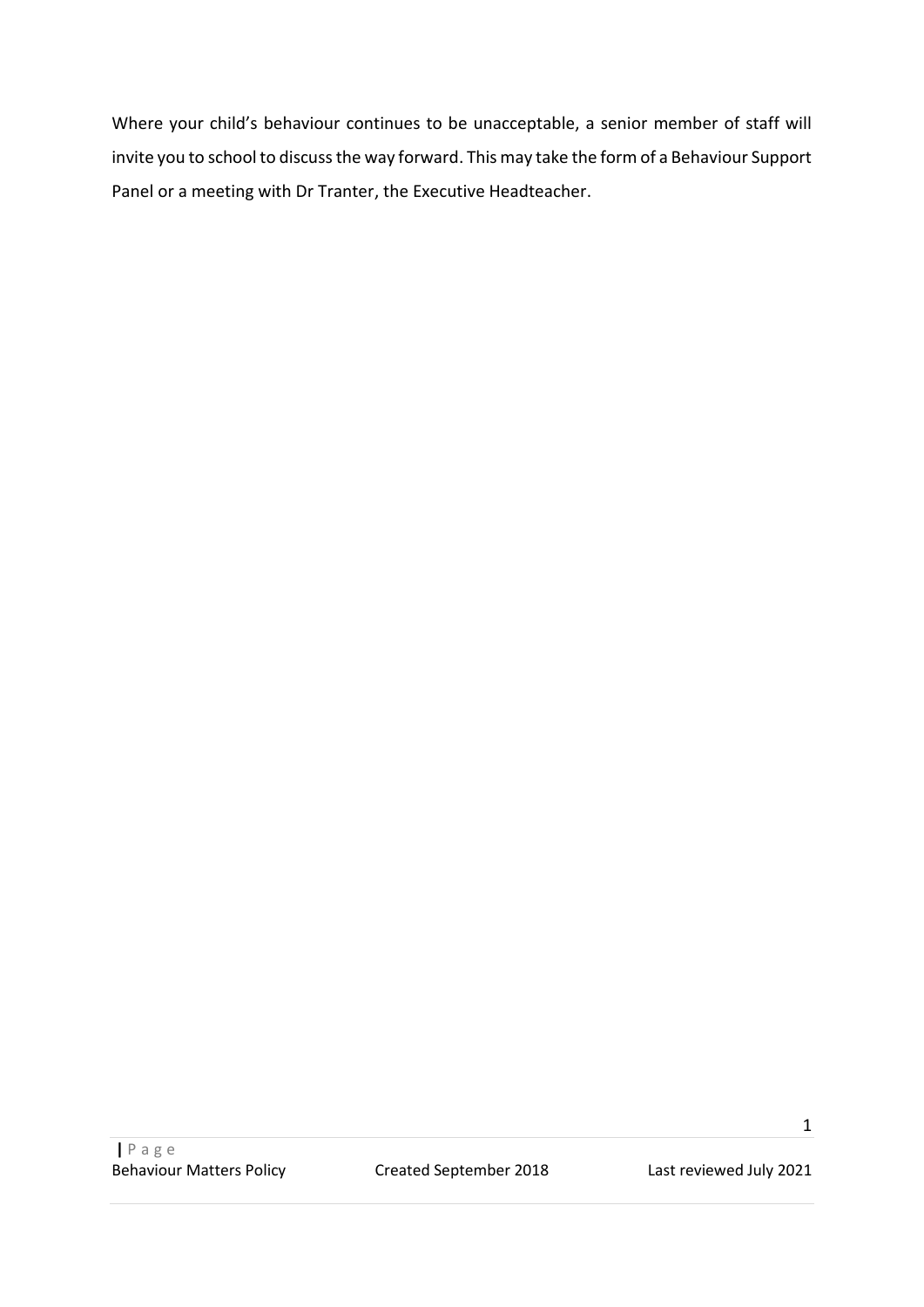Where your child's behaviour continues to be unacceptable, a senior member of staff will invite you to school to discuss the way forward. This may take the form of a Behaviour Support Panel or a meeting with Dr Tranter, the Executive Headteacher.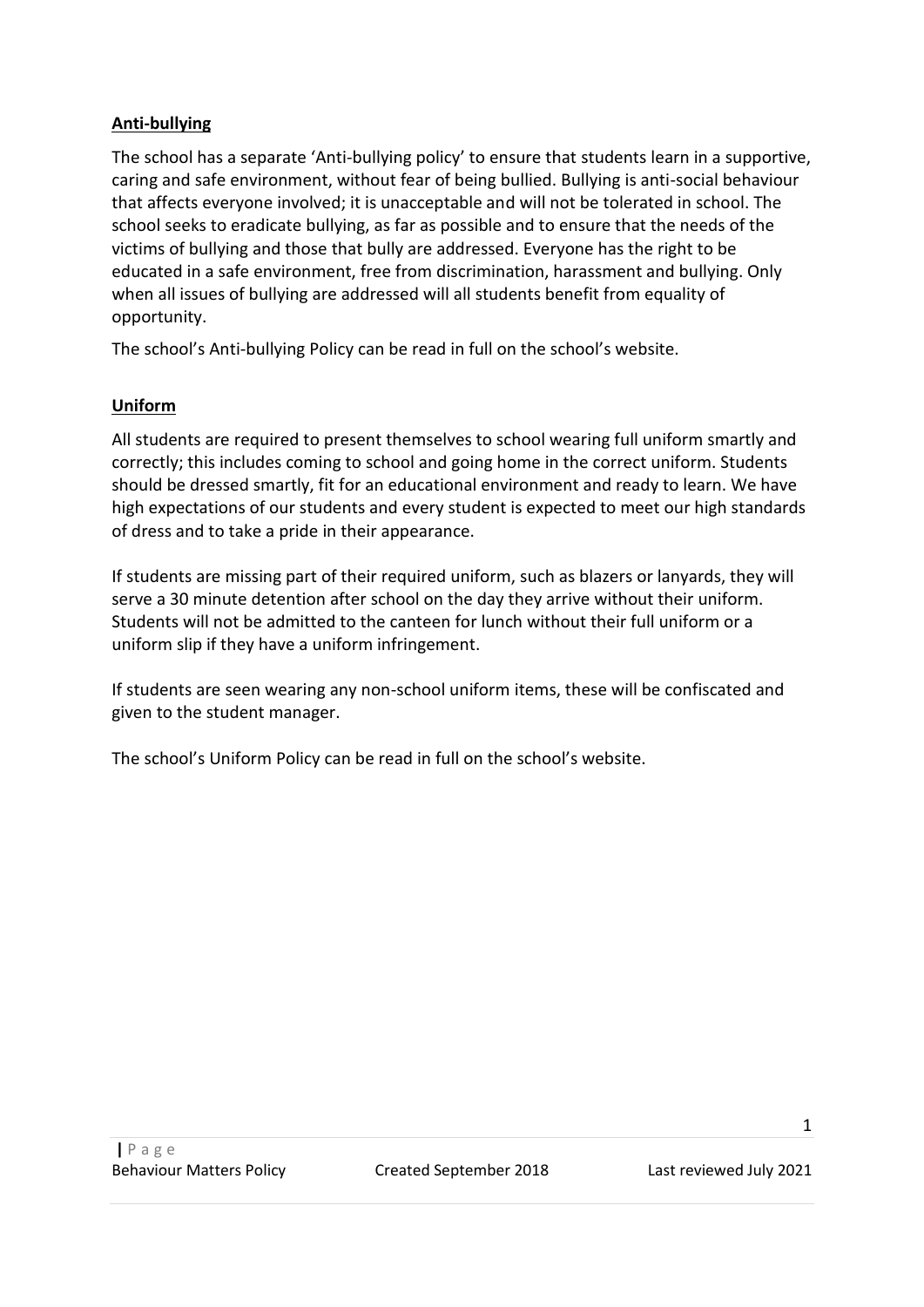**Anti-bullying**

The school has a separate 'Anti-bullying policy' to ensure that students learn in a supportive, caring and safe environment, without fear of being bullied. Bullying is anti-social behaviour that affects everyone involved; it is unacceptable and will not be tolerated in school. The school seeks to eradicate bullying, as far as possible and to ensure that the needs of the victims of bullying and those that bully are addressed. Everyone has the right to be educated in a safe environment, free from discrimination, harassment and bullying. Only when all issues of bullying are addressed will all students benefit from equality of opportunity.

The school's Anti-bullying Policy can be read in full on the school's website.

**Uniform**

All students are required to present themselves to school wearing full uniform smartly and correctly; this includes coming to school and going home in the correct uniform. Students should be dressed smartly, fit for an educational environment and ready to learn. We have high expectations of our students and every student is expected to meet our high standards of dress and to take a pride in their appearance.

If students are missing part of their required uniform, such as blazers or lanyards, they will serve a 30 minute detention after school on the day they arrive without their uniform. Students will not be admitted to the canteen for lunch without their full uniform or a uniform slip if they have a uniform infringement.

If students are seen wearing any non-school uniform items, these will be confiscated and given to the student manager.

The school's Uniform Policy can be read in full on the school's website.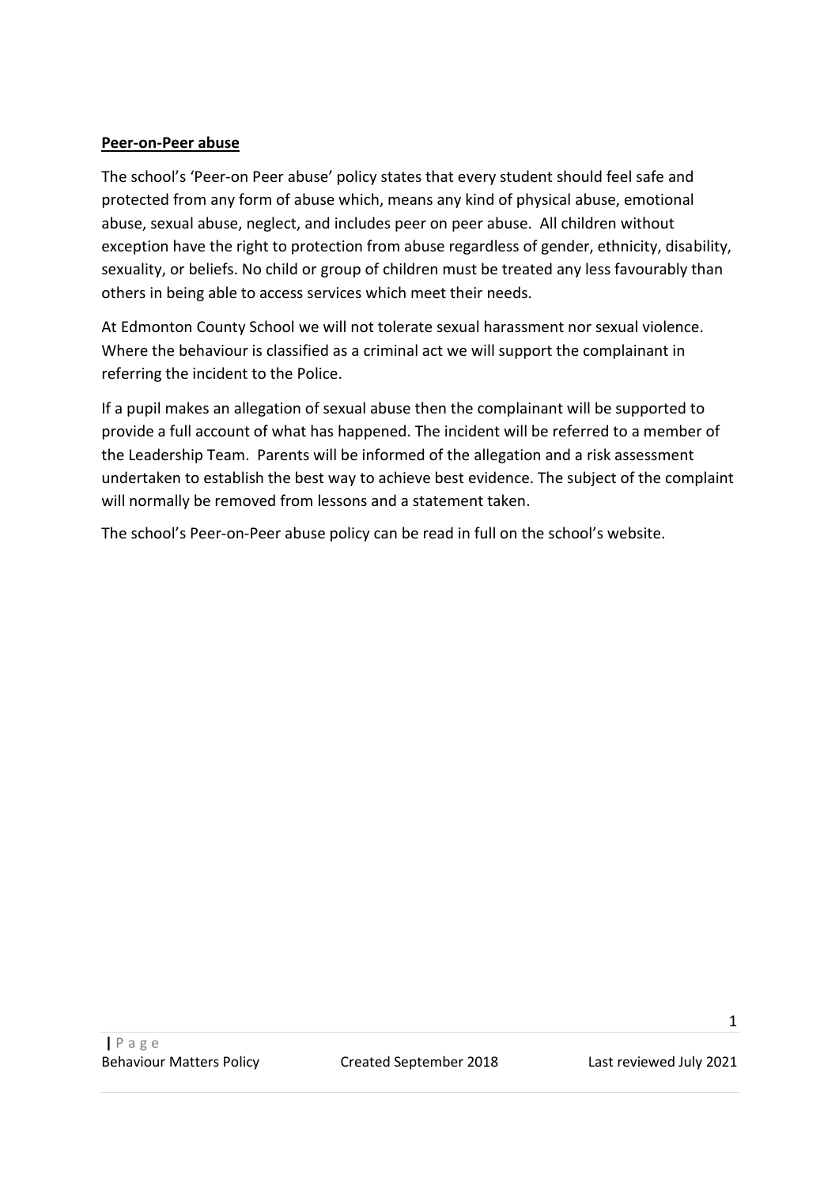**Peer-on-Peer abuse**

The school's 'Peer-on Peer abuse' policy states that every student should feel safe and protected from any form of abuse which, means any kind of physical abuse, emotional abuse, sexual abuse, neglect, and includes peer on peer abuse. All children without exception have the right to protection from abuse regardless of gender, ethnicity, disability, sexuality, or beliefs. No child or group of children must be treated any less favourably than others in being able to access services which meet their needs.

At Edmonton County School we will not tolerate sexual harassment nor sexual violence. Where the behaviour is classified as a criminal act we will support the complainant in referring the incident to the Police.

If a pupil makes an allegation of sexual abuse then the complainant will be supported to provide a full account of what has happened. The incident will be referred to a member of the Leadership Team. Parents will be informed of the allegation and a risk assessment undertaken to establish the best way to achieve best evidence. The subject of the complaint will normally be removed from lessons and a statement taken.

The school's Peer-on-Peer abuse policy can be read in full on the school's website.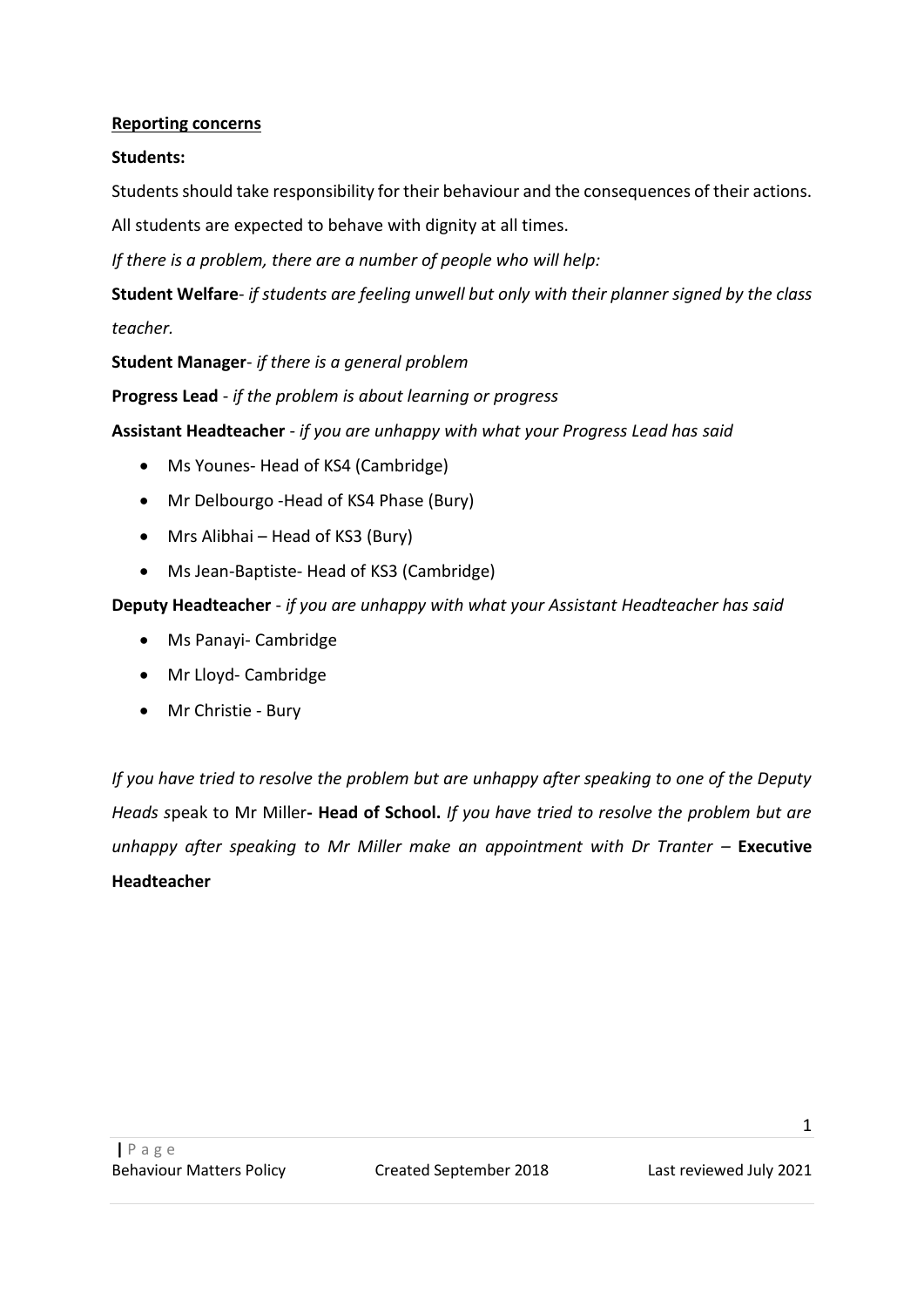**Reporting concerns**

**Students:**

Students should take responsibility for their behaviour and the consequences of their actions.

All students are expected to behave with dignity at all times.

*If there is a problem, there are a number of people who will help:*

**Student Welfare**- *if students are feeling unwell but only with their planner signed by the class teacher.*

**Student Manager**- *if there is a general problem*

**Progress Lead** - *if the problem is about learning or progress*

**Assistant Headteacher** - *if you are unhappy with what your Progress Lead has said*

- Ms Younes- Head of KS4 (Cambridge)
- Mr Delbourgo -Head of KS4 Phase (Bury)
- Mrs Alibhai – Head of KS3 (Bury)
- Ms Jean-Baptiste- Head of KS3 (Cambridge)

**Deputy Headteacher** - *if you are unhappy with what your Assistant Headteacher has said*

- Ms Panayi- Cambridge
- Mr Lloyd- Cambridge
- Mr Christie - Bury

*If you have tried to resolve the problem but are unhappy after speaking to one of the Deputy Heads* speak to Mr Miller**- Head of School.** *If you have tried to resolve the problem but are unhappy after speaking to Mr Miller make an appointment with Dr Tranter* – **Executive Headteacher**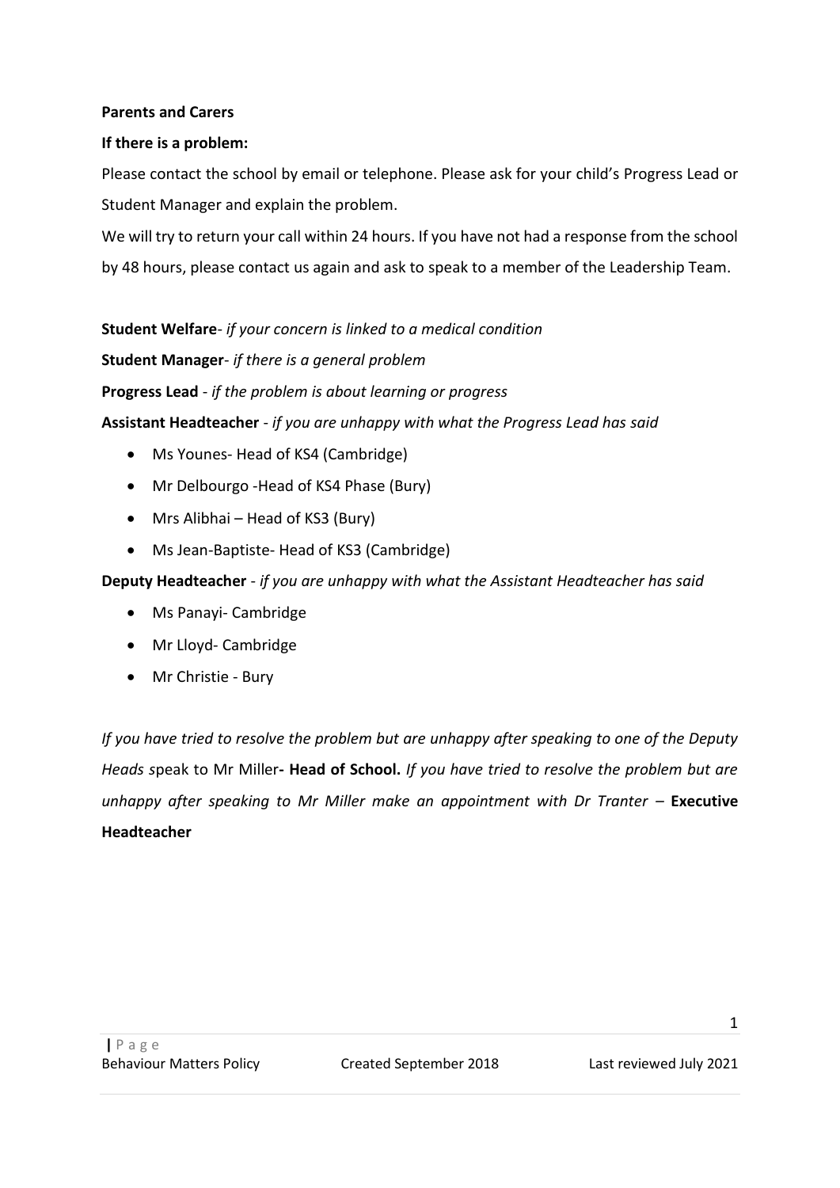**Parents and Carers**

**If there is a problem:**

Please contact the school by email or telephone. Please ask for your child's Progress Lead or Student Manager and explain the problem.

We will try to return your call within 24 hours. If you have not had a response from the school by 48 hours, please contact us again and ask to speak to a member of the Leadership Team.

**Student Welfare**- *if your concern is linked to a medical condition*

**Student Manager**- *if there is a general problem*

**Progress Lead** - *if the problem is about learning or progress*

**Assistant Headteacher** - *if you are unhappy with what the Progress Lead has said*

- Ms Younes- Head of KS4 (Cambridge)
- Mr Delbourgo -Head of KS4 Phase (Bury)
- Mrs Alibhai – Head of KS3 (Bury)
- Ms Jean-Baptiste- Head of KS3 (Cambridge)

**Deputy Headteacher** - *if you are unhappy with what the Assistant Headteacher has said*

- Ms Panayi- Cambridge
- Mr Lloyd- Cambridge
- Mr Christie - Bury

*If you have tried to resolve the problem but are unhappy after speaking to one of the Deputy Heads* speak to Mr Miller **- Head of School.** *If you have tried to resolve the problem but are unhappy after speaking to Mr Miller make an appointment with Dr Tranter* – **Executive Headteacher**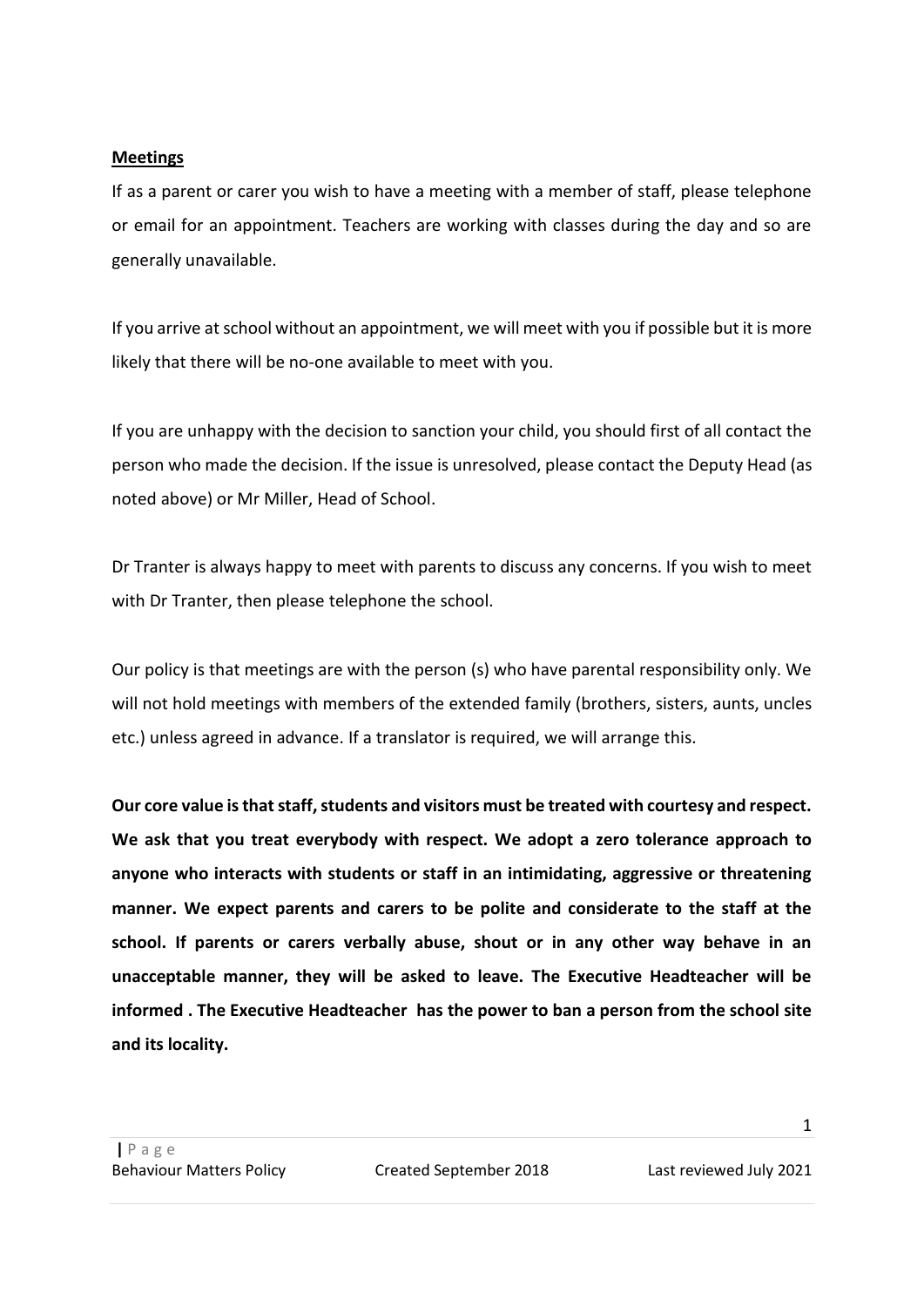**Meetings**

If as a parent or carer you wish to have a meeting with a member of staff, please telephone or email for an appointment. Teachers are working with classes during the day and so are generally unavailable.

If you arrive at school without an appointment, we will meet with you if possible but it is more likely that there will be no-one available to meet with you.

If you are unhappy with the decision to sanction your child, you should first of all contact the person who made the decision. If the issue is unresolved, please contact the Deputy Head (as noted above) or Mr Miller, Head of School.

Dr Tranter is always happy to meet with parents to discuss any concerns. If you wish to meet with Dr Tranter, then please telephone the school.

Our policy is that meetings are with the person (s) who have parental responsibility only. We will not hold meetings with members of the extended family (brothers, sisters, aunts, uncles etc.) unless agreed in advance. If a translator is required, we will arrange this.

**Our core value is that staff, students and visitors must be treated with courtesy and respect. We ask that you treat everybody with respect. We adopt a zero tolerance approach to anyone who interacts with students or staff in an intimidating, aggressive or threatening manner. We expect parents and carers to be polite and considerate to the staff at the school. If parents or carers verbally abuse, shout or in any other way behave in an unacceptable manner, they will be asked to leave. The Executive Headteacher will be informed . The Executive Headteacher has the power to ban a person from the school site and its locality.**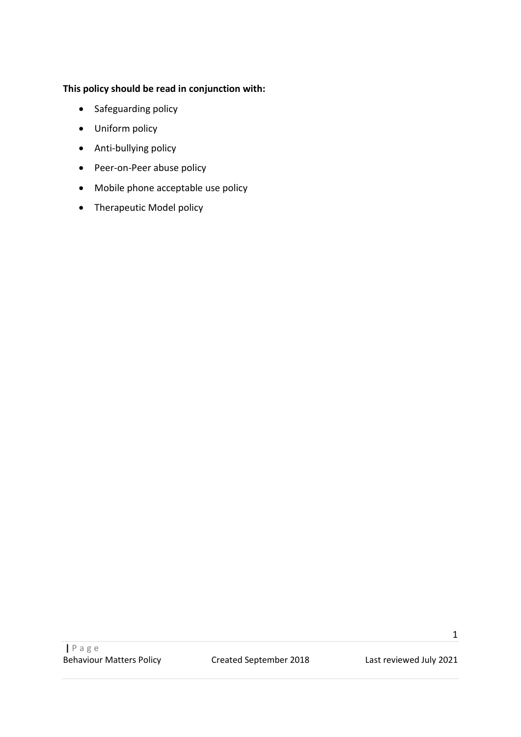**This policy should be read in conjunction with:**

- Safeguarding policy
- Uniform policy
- Anti-bullying policy
- Peer-on-Peer abuse policy
- Mobile phone acceptable use policy
- Therapeutic Model policy